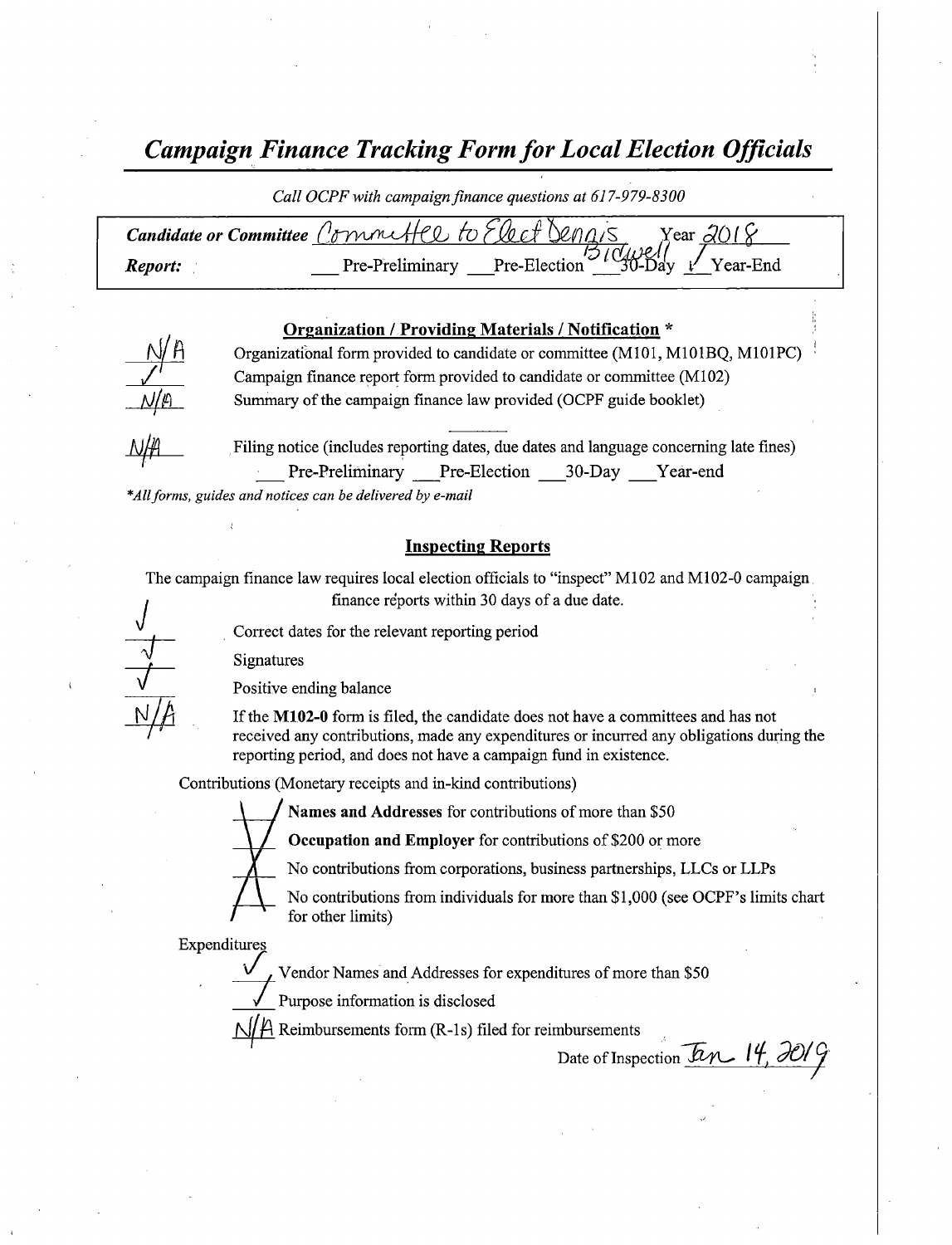# *Campaign Finance Tracking Form for Local Election Officials*

*Call OCPF with campaign finance questions at 617-979-8300*

**Candidate or Committee** Committee to Elect Dennis Bidwell **Year** 2018

**Report:** ___ Pre-Preliminary ___ Pre-Election ___ 30-Day ✓ Year-End

## Organization / Providing Materials / Notification *

N/A Organizational form provided to candidate or committee (M101, M101BQ, M101PC)

✓ Campaign finance report form provided to candidate or committee (M102)

N/A Summary of the campaign finance law provided (OCPF guide booklet)

N/A Filing notice (includes reporting dates, due dates and language concerning late fines)
___ Pre-Preliminary ___ Pre-Election ___ 30-Day ___ Year-end

*\*All forms, guides and notices can be delivered by e-mail*

## Inspecting Reports

The campaign finance law requires local election officials to "inspect" M102 and M102-0 campaign finance reports within 30 days of a due date.

✓ Correct dates for the relevant reporting period

✓ Signatures

✓ Positive ending balance

N/A If the **M102-0** form is filed, the candidate does not have a committees and has not received any contributions, made any expenditures or incurred any obligations during the reporting period, and does not have a campaign fund in existence.

Contributions (Monetary receipts and in-kind contributions)

X **Names and Addresses** for contributions of more than $50

X **Occupation and Employer** for contributions of $200 or more

X No contributions from corporations, business partnerships, LLCs or LLPs

X No contributions from individuals for more than $1,000 (see OCPF's limits chart for other limits)

Expenditures

✓ Vendor Names and Addresses for expenditures of more than $50

✓ Purpose information is disclosed

N/A Reimbursements form (R-1s) filed for reimbursements

Date of Inspection Jan. 14, 2019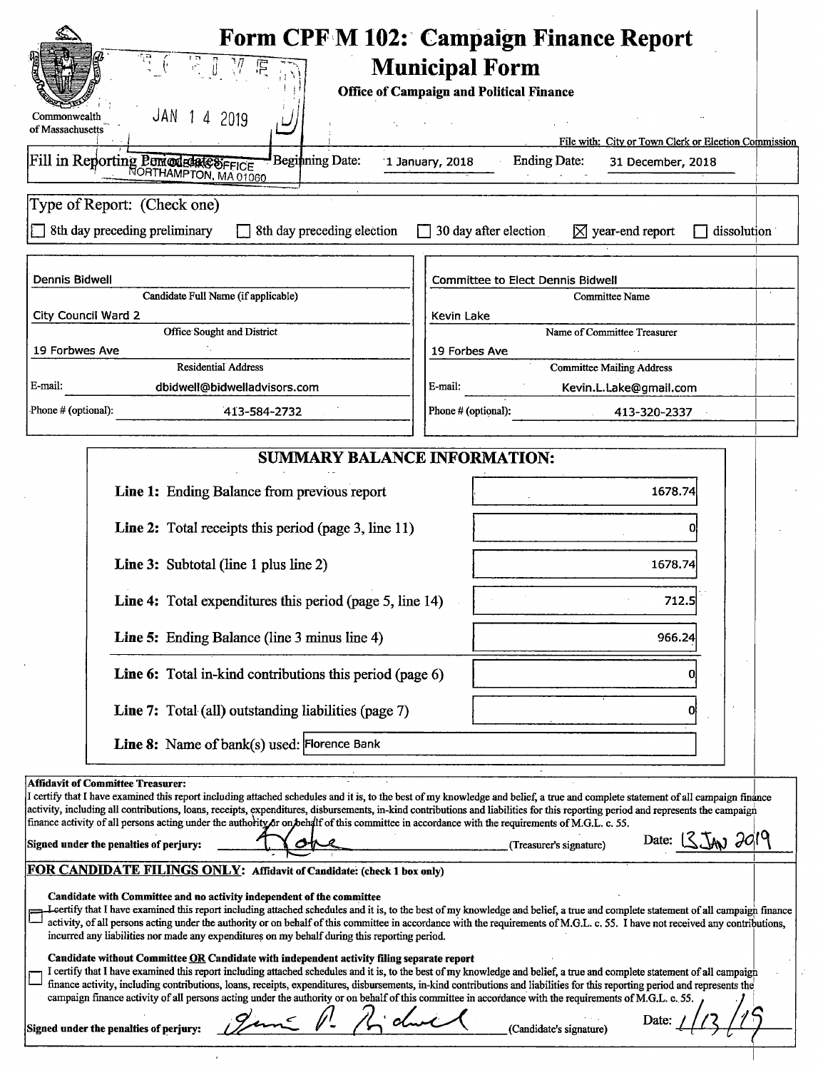# Form CPF M 102: Campaign Finance Report Municipal Form

**Office of Campaign and Political Finance**

Commonwealth of Massachusetts

RECEIVED JAN 14 2019 CITY CLERK'S OFFICE NORTHAMPTON, MA 01060

File with: City or Town Clerk or Election Commission

Fill in Reporting Period dates: Beginning Date: 1 January, 2018 Ending Date: 31 December, 2018

Type of Report: (Check one)

☐ 8th day preceding preliminary ☐ 8th day preceding election ☐ 30 day after election ☒ year-end report ☐ dissolution

| | |
|---|---|
| Dennis Bidwell | Committee to Elect Dennis Bidwell |
| Candidate Full Name (if applicable) | Committee Name |
| City Council Ward 2 | Kevin Lake |
| Office Sought and District | Name of Committee Treasurer |
| 19 Forbwes Ave | 19 Forbes Ave |
| Residential Address | Committee Mailing Address |
| E-mail: dbidwell@bidwelladvisors.com | E-mail: Kevin.L.Lake@gmail.com |
| Phone # (optional): 413-584-2732 | Phone # (optional): 413-320-2337 |

## SUMMARY BALANCE INFORMATION:

| | |
|---|---|
| **Line 1:** Ending Balance from previous report | 1678.74 |
| **Line 2:** Total receipts this period (page 3, line 11) | 0 |
| **Line 3:** Subtotal (line 1 plus line 2) | 1678.74 |
| **Line 4:** Total expenditures this period (page 5, line 14) | 712.5 |
| **Line 5:** Ending Balance (line 3 minus line 4) | 966.24 |
| **Line 6:** Total in-kind contributions this period (page 6) | 0 |
| **Line 7:** Total (all) outstanding liabilities (page 7) | 0 |
| **Line 8:** Name of bank(s) used: | Florence Bank |

**Affidavit of Committee Treasurer:**
I certify that I have examined this report including attached schedules and it is, to the best of my knowledge and belief, a true and complete statement of all campaign finance activity, including all contributions, loans, receipts, expenditures, disbursements, in-kind contributions and liabilities for this reporting period and represents the campaign finance activity of all persons acting under the authority or on behalf of this committee in accordance with the requirements of M.G.L. c. 55.

**Signed under the penalties of perjury:** K Lake (Treasurer's signature) Date: 13 JAN 2019

**FOR CANDIDATE FILINGS ONLY:** Affidavit of Candidate: (check 1 box only)

☐ **Candidate with Committee and no activity independent of the committee**
I certify that I have examined this report including attached schedules and it is, to the best of my knowledge and belief, a true and complete statement of all campaign finance activity of all persons acting under the authority or on behalf of this committee in accordance with the requirements of M.G.L. c. 55. I have not received any contributions, incurred any liabilities nor made any expenditures on my behalf during this reporting period.

☐ **Candidate without Committee OR Candidate with independent activity filing separate report**
I certify that I have examined this report including attached schedules and it is, to the best of my knowledge and belief, a true and complete statement of all campaign finance activity, including contributions, loans, receipts, expenditures, disbursements, in-kind contributions and liabilities for this reporting period and represents the campaign finance activity of all persons acting under the authority or on behalf of this committee in accordance with the requirements of M.G.L. c. 55.

**Signed under the penalties of perjury:** Dennis P. Bidwell (Candidate's signature) Date: 1/13/19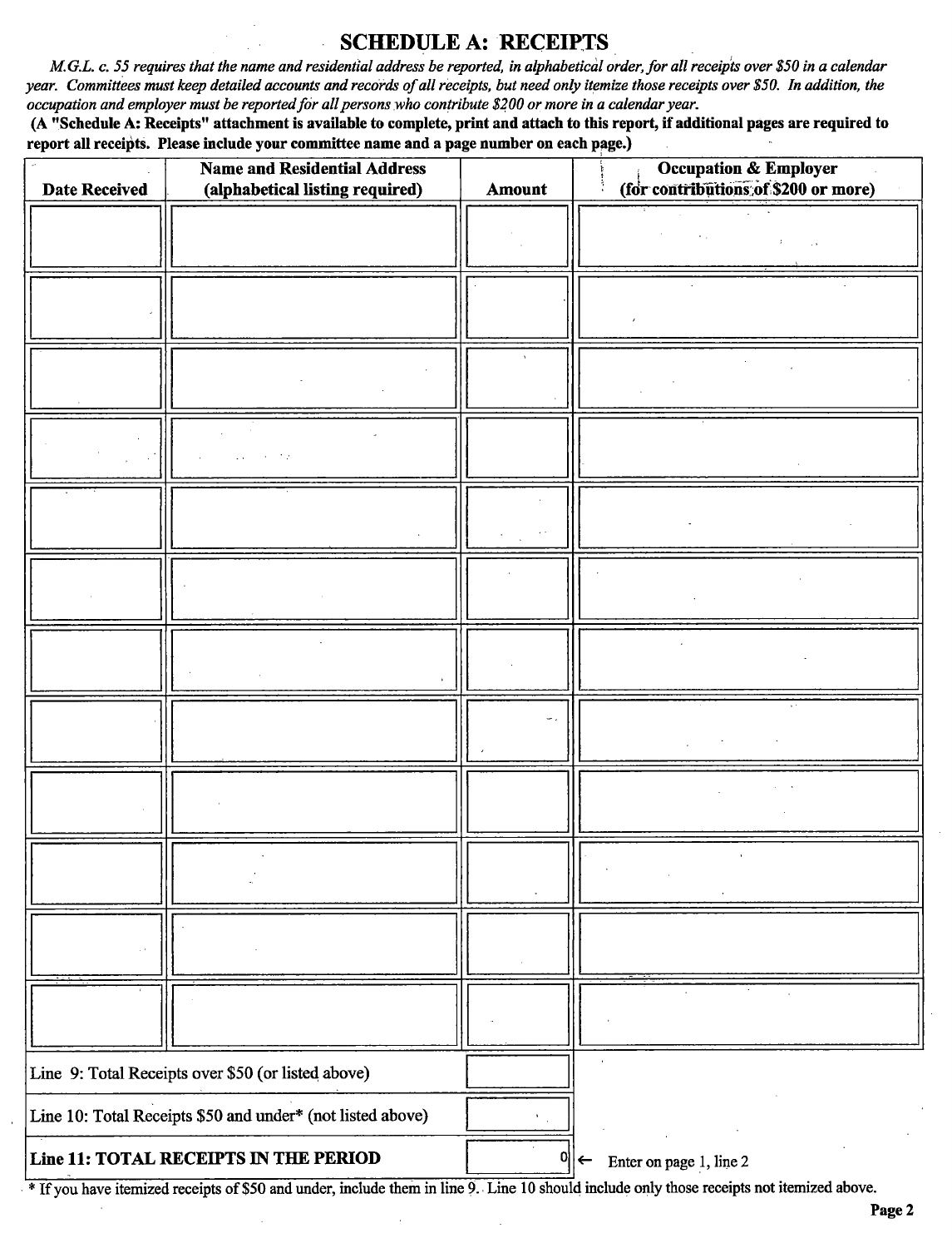# SCHEDULE A: RECEIPTS

*M.G.L. c. 55 requires that the name and residential address be reported, in alphabetical order, for all receipts over $50 in a calendar year. Committees must keep detailed accounts and records of all receipts, but need only itemize those receipts over $50. In addition, the occupation and employer must be reported for all persons who contribute $200 or more in a calendar year.*

**(A "Schedule A: Receipts" attachment is available to complete, print and attach to this report, if additional pages are required to report all receipts. Please include your committee name and a page number on each page.)**

| Date Received | Name and Residential Address (alphabetical listing required) | Amount | Occupation & Employer (for contributions of $200 or more) |
|---|---|---|---|
| | | | |
| | | | |
| | | | |
| | | | |
| | | | |
| | | | |
| | | | |
| | | | |
| | | | |
| | | | |
| | | | |
| | | | |

| | |
|---|---|
| Line 9: Total Receipts over $50 (or listed above) | |
| Line 10: Total Receipts $50 and under* (not listed above) | |
| **Line 11: TOTAL RECEIPTS IN THE PERIOD** | 0 ← Enter on page 1, line 2 |

\* If you have itemized receipts of $50 and under, include them in line 9. Line 10 should include only those receipts not itemized above.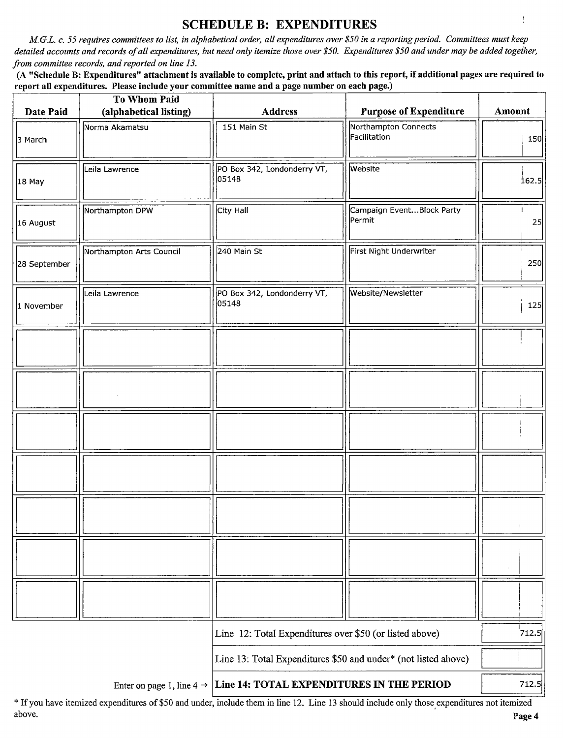# SCHEDULE B: EXPENDITURES

*M.G.L. c. 55 requires committees to list, in alphabetical order, all expenditures over $50 in a reporting period. Committees must keep detailed accounts and records of all expenditures, but need only itemize those over $50. Expenditures $50 and under may be added together, from committee records, and reported on line 13.*

**(A "Schedule B: Expenditures" attachment is available to complete, print and attach to this report, if additional pages are required to report all expenditures. Please include your committee name and a page number on each page.)**

| Date Paid | To Whom Paid (alphabetical listing) | Address | Purpose of Expenditure | Amount |
|---|---|---|---|---|
| 3 March | Norma Akamatsu | 151 Main St | Northampton Connects Facilitation | 150 |
| 18 May | Leila Lawrence | PO Box 342, Londonderry VT, 05148 | Website | 162.5 |
| 16 August | Northampton DPW | City Hall | Campaign Event...Block Party Permit | 25 |
| 28 September | Northampton Arts Council | 240 Main St | First Night Underwriter | 250 |
| 1 November | Leila Lawrence | PO Box 342, Londonderry VT, 05148 | Website/Newsletter | 125 |
| | | | | |
| | | | | |
| | | | | |
| | | | | |
| | | | | |
| | | | | |
| | | | | |

| | |
|---|---|
| Line 12: Total Expenditures over $50 (or listed above) | 712.5 |
| Line 13: Total Expenditures $50 and under* (not listed above) | |
| Enter on page 1, line 4 → **Line 14: TOTAL EXPENDITURES IN THE PERIOD** | 712.5 |

\* If you have itemized expenditures of $50 and under, include them in line 12. Line 13 should include only those expenditures not itemized above.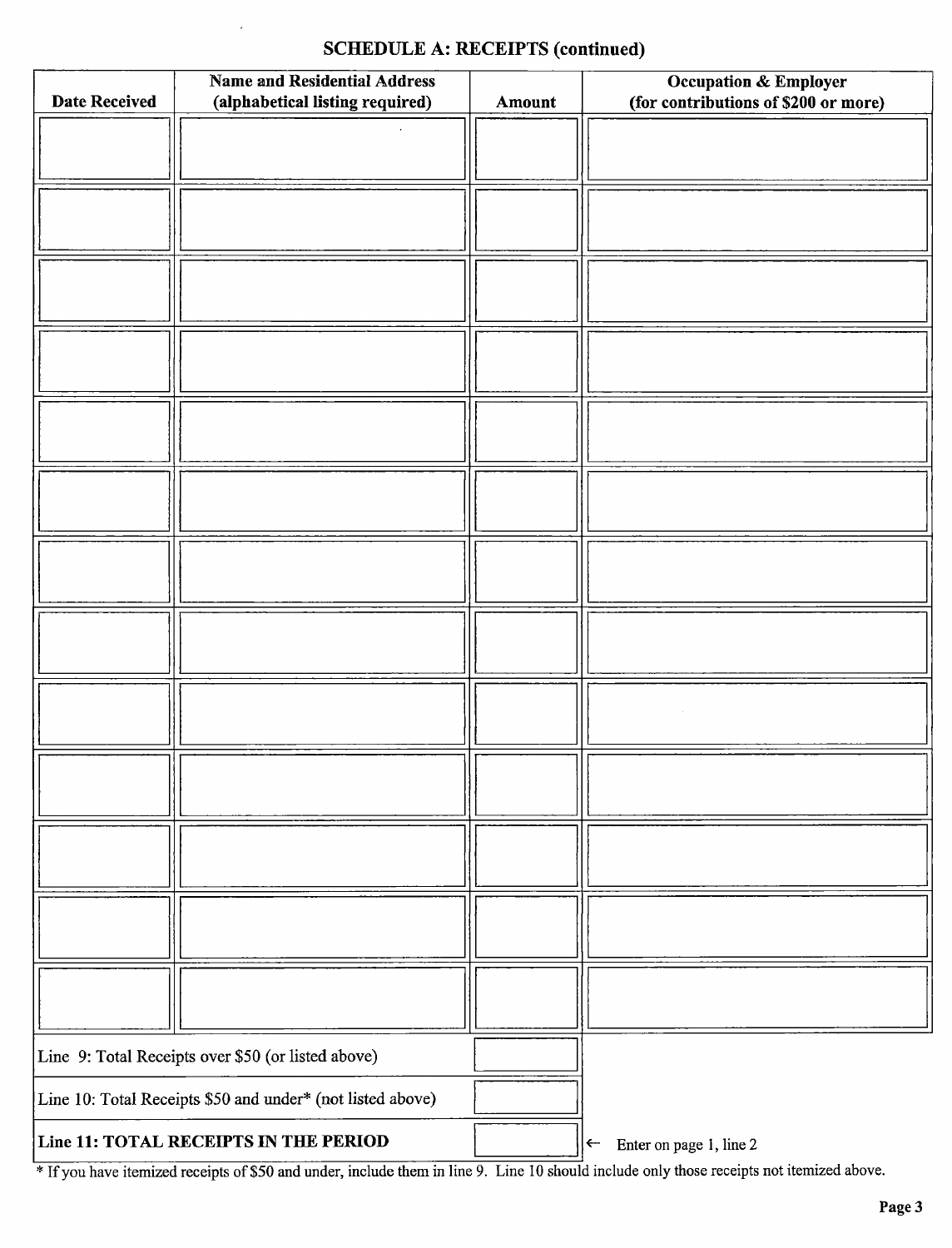## SCHEDULE A: RECEIPTS (continued)

| Date Received | Name and Residential Address (alphabetical listing required) | Amount | Occupation & Employer (for contributions of $200 or more) |
|---|---|---|---|
| | | | |
| | | | |
| | | | |
| | | | |
| | | | |
| | | | |
| | | | |
| | | | |
| | | | |
| | | | |
| | | | |
| | | | |
| | | | |

| | | |
|---|---|---|
| Line 9: Total Receipts over $50 (or listed above) | | |
| Line 10: Total Receipts $50 and under* (not listed above) | | |
| **Line 11: TOTAL RECEIPTS IN THE PERIOD** | | ← Enter on page 1, line 2 |

* If you have itemized receipts of $50 and under, include them in line 9. Line 10 should include only those receipts not itemized above.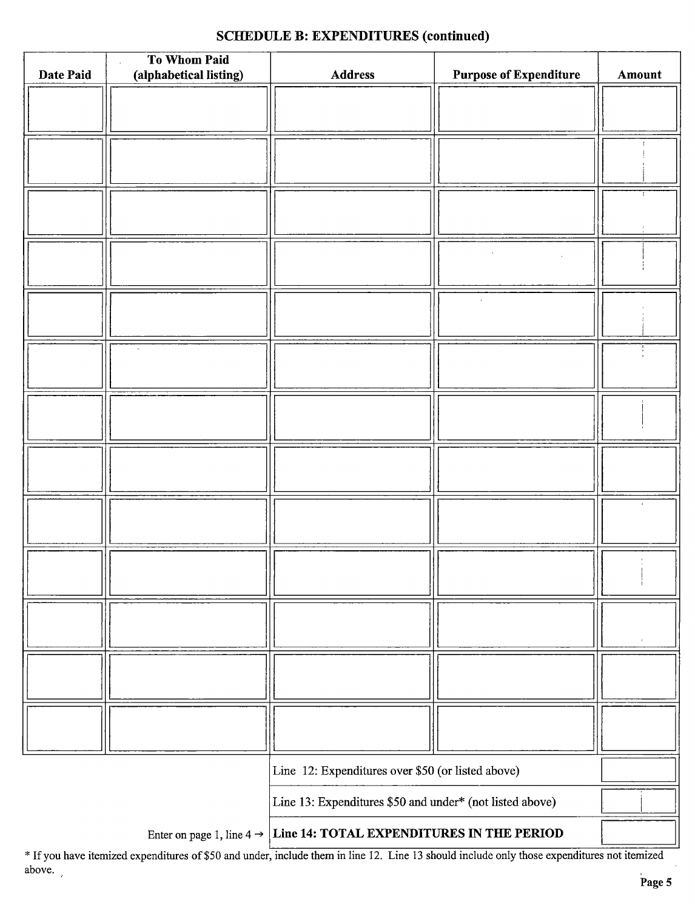## SCHEDULE B: EXPENDITURES (continued)

| Date Paid | To Whom Paid (alphabetical listing) | Address | Purpose of Expenditure | Amount |
|---|---|---|---|---|
| | | | | |
| | | | | |
| | | | | |
| | | | | |
| | | | | |
| | | | | |
| | | | | |
| | | | | |
| | | | | |
| | | | | |
| | | | | |
| | | | | |
| | | | | |

| | | |
|---|---|---|
| | Line 12: Expenditures over $50 (or listed above) | |
| | Line 13: Expenditures $50 and under* (not listed above) | |
| Enter on page 1, line 4 → | **Line 14: TOTAL EXPENDITURES IN THE PERIOD** | |

* If you have itemized expenditures of $50 and under, include them in line 12. Line 13 should include only those expenditures not itemized above.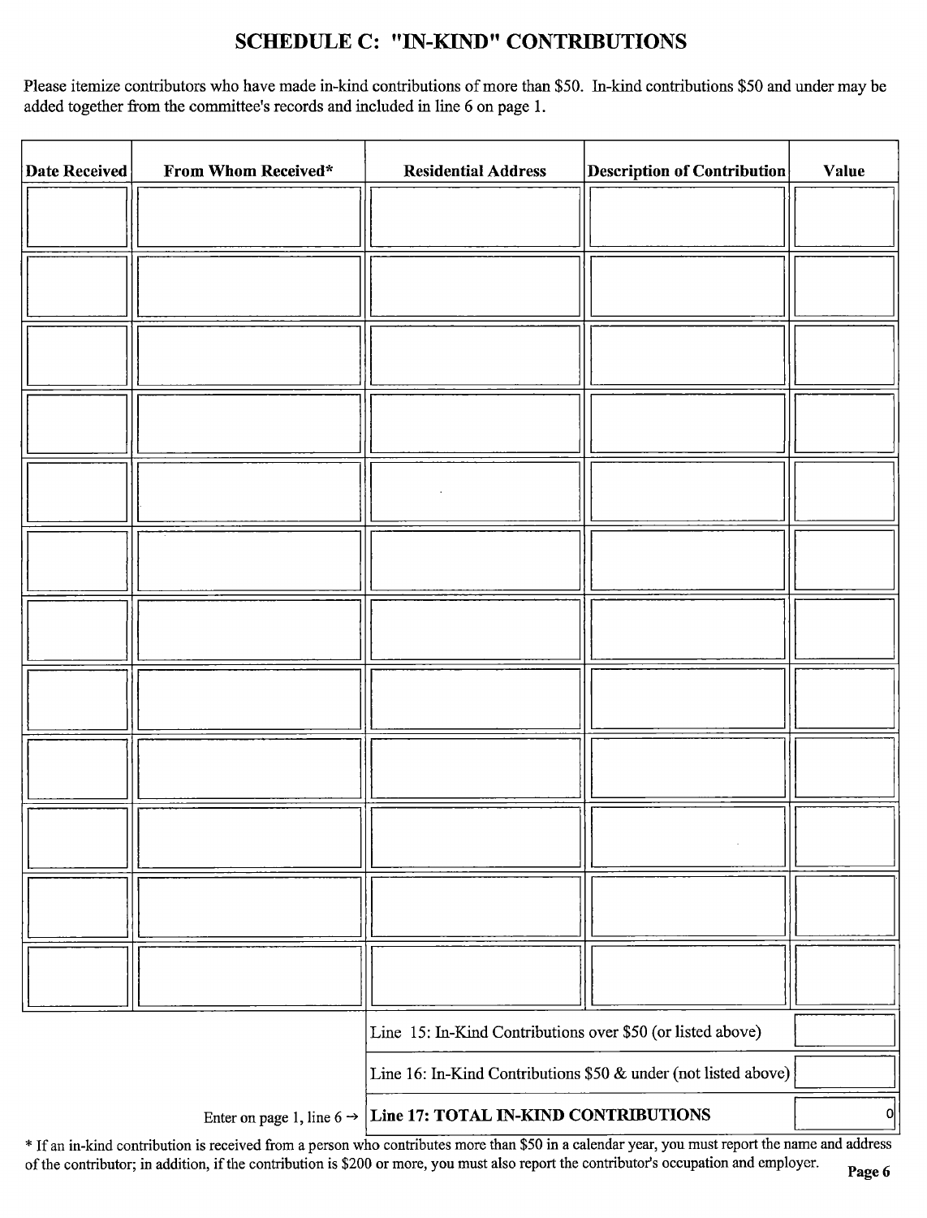# SCHEDULE C: "IN-KIND" CONTRIBUTIONS

Please itemize contributors who have made in-kind contributions of more than $50. In-kind contributions $50 and under may be added together from the committee's records and included in line 6 on page 1.

| Date Received | From Whom Received* | Residential Address | Description of Contribution | Value |
|---|---|---|---|---|
| | | | | |
| | | | | |
| | | | | |
| | | | | |
| | | | | |
| | | | | |
| | | | | |
| | | | | |
| | | | | |
| | | | | |
| | | | | |
| | | | | |

| | |
|---|---|
| Line 15: In-Kind Contributions over $50 (or listed above) | |
| Line 16: In-Kind Contributions $50 & under (not listed above) | |
| Enter on page 1, line 6 → **Line 17: TOTAL IN-KIND CONTRIBUTIONS** | 0 |

* If an in-kind contribution is received from a person who contributes more than $50 in a calendar year, you must report the name and address of the contributor; in addition, if the contribution is $200 or more, you must also report the contributor's occupation and employer.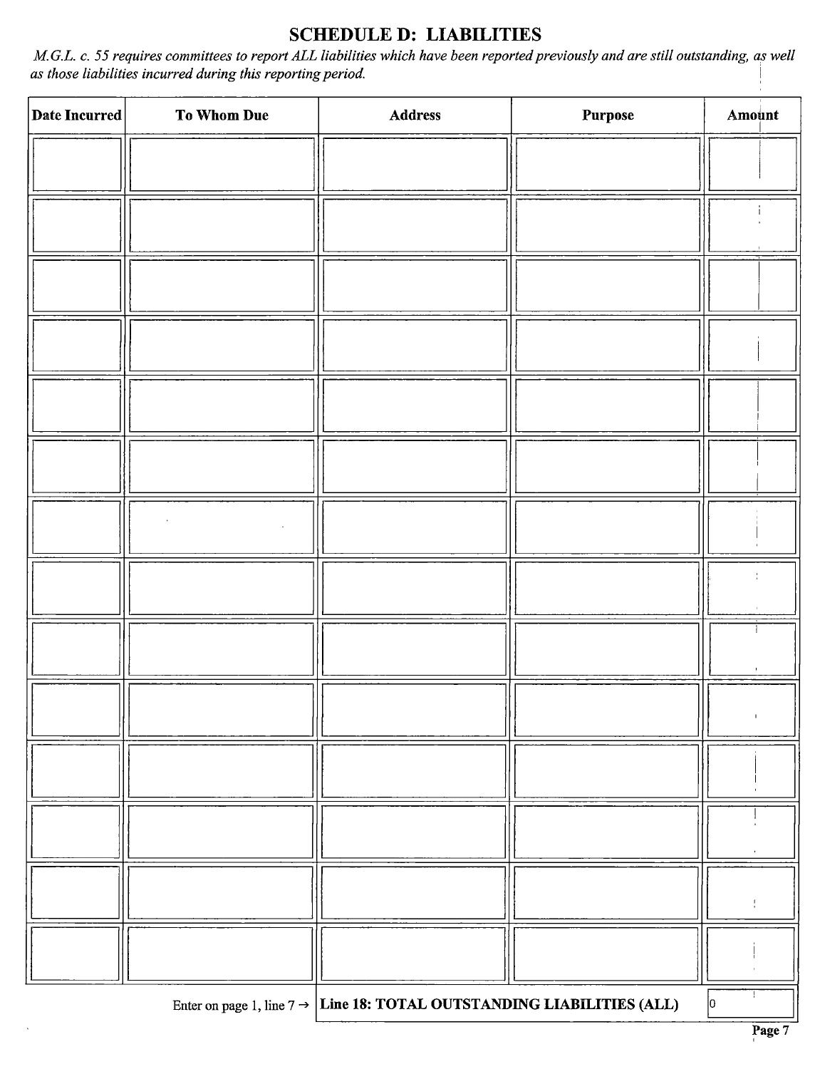# SCHEDULE D: LIABILITIES

*M.G.L. c. 55 requires committees to report ALL liabilities which have been reported previously and are still outstanding, as well as those liabilities incurred during this reporting period.*

| Date Incurred | To Whom Due | Address | Purpose | Amount |
|---|---|---|---|---|
| | | | | |
| | | | | |
| | | | | |
| | | | | |
| | | | | |
| | | | | |
| | | | | |
| | | | | |
| | | | | |
| | | | | |
| | | | | |
| | | | | |
| | | | | |
| | | | | |

Enter on page 1, line 7 → **Line 18: TOTAL OUTSTANDING LIABILITIES (ALL)** 0